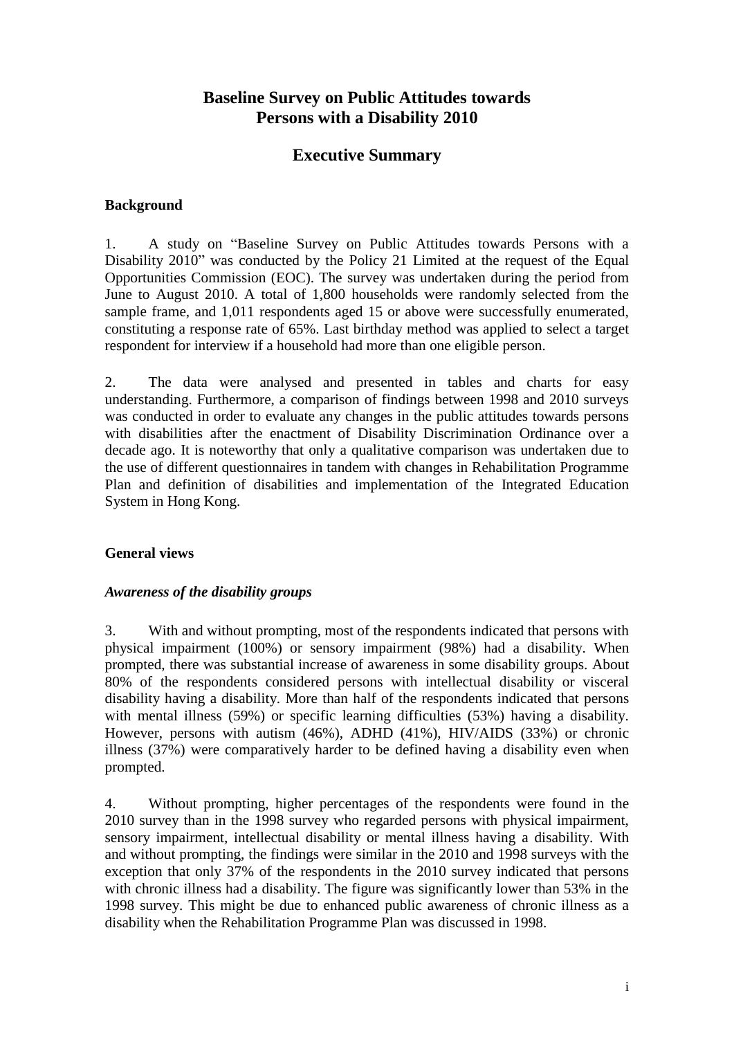# Baseline Survey on Public Attitudes towards Persons with a Disability 2010

## Executive Summary

### Background

1. A study on "Baseline Survey on Public Attitudes towards Persons with a Disability 2010" was conducted by the Policy 21 Limited at the request of the Equal Opportunities Commission (EOC). The survey was undertaken during the period from June to August 2010. A total of 1,800 households were randomly selected from the sample frame, and 1,011 respondents aged 15 or above were successfully enumerated, constituting a response rate of 65%. Last birthday method was applied to select a target respondent for interview if a household had more than one eligible person.

2. The data were analysed and presented in tables and charts for easy understanding. Furthermore, a comparison of findings between 1998 and 2010 surveys was conducted in order to evaluate any changes in the public attitudes towards persons with disabilities after the enactment of Disability Discrimination Ordinance over a decade ago. It is noteworthy that only a qualitative comparison was undertaken due to the use of different questionnaires in tandem with changes in Rehabilitation Programme Plan and definition of disabilities and implementation of the Integrated Education System in Hong Kong.

### General views

#### *Awareness of the disability groups*

3. With and without prompting, most of the respondents indicated that persons with physical impairment (100%) or sensory impairment (98%) had a disability. When prompted, there was substantial increase of awareness in some disability groups. About 80% of the respondents considered persons with intellectual disability or visceral disability having a disability. More than half of the respondents indicated that persons with mental illness (59%) or specific learning difficulties (53%) having a disability. However, persons with autism (46%), ADHD (41%), HIV/AIDS (33%) or chronic illness (37%) were comparatively harder to be defined having a disability even when prompted.

4. Without prompting, higher percentages of the respondents were found in the 2010 survey than in the 1998 survey who regarded persons with physical impairment, sensory impairment, intellectual disability or mental illness having a disability. With and without prompting, the findings were similar in the 2010 and 1998 surveys with the exception that only 37% of the respondents in the 2010 survey indicated that persons with chronic illness had a disability. The figure was significantly lower than 53% in the 1998 survey. This might be due to enhanced public awareness of chronic illness as a disability when the Rehabilitation Programme Plan was discussed in 1998.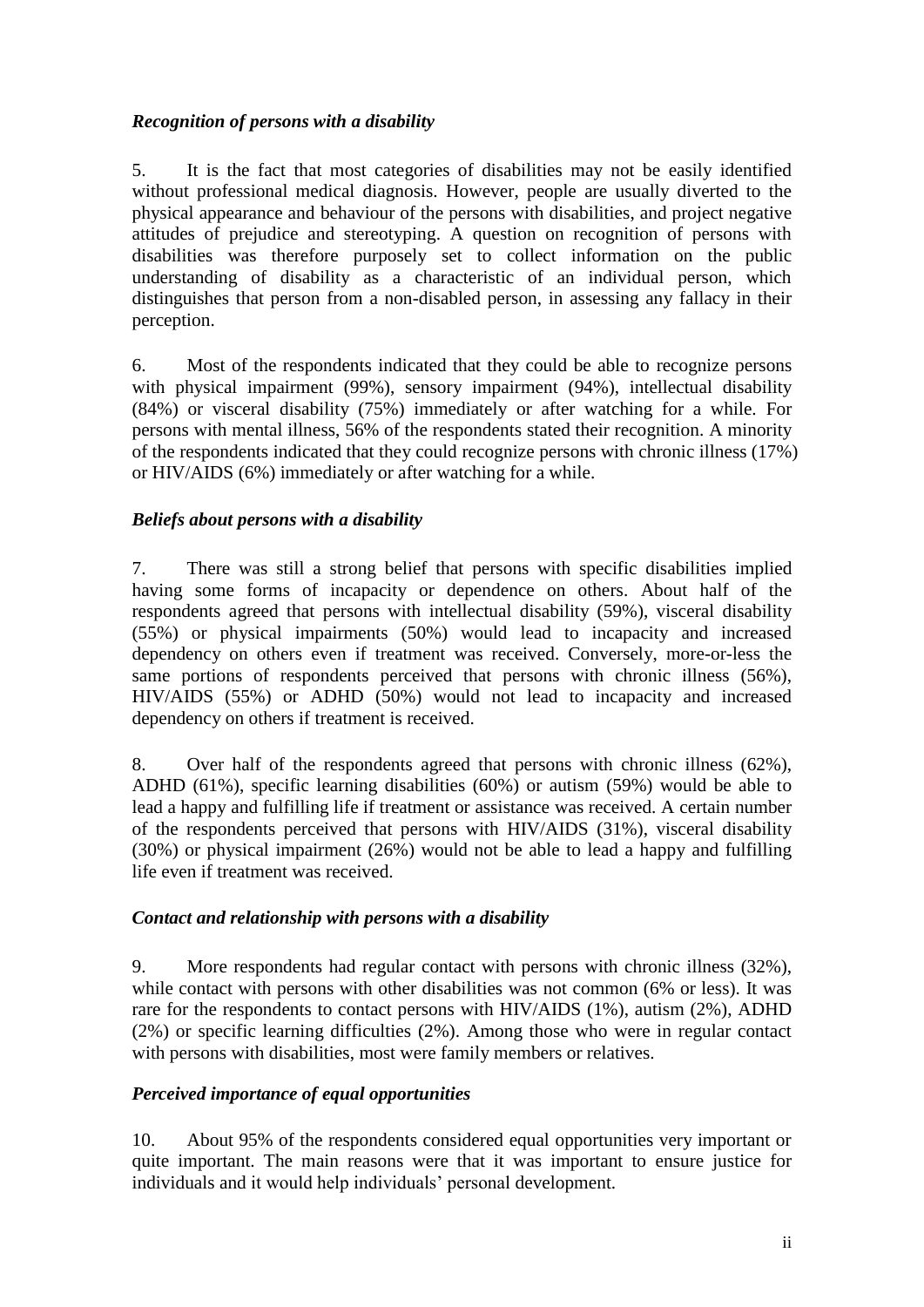### *Recognition of persons with a disability*

5. It is the fact that most categories of disabilities may not be easily identified without professional medical diagnosis. However, people are usually diverted to the physical appearance and behaviour of the persons with disabilities, and project negative attitudes of prejudice and stereotyping. A question on recognition of persons with disabilities was therefore purposely set to collect information on the public understanding of disability as a characteristic of an individual person, which distinguishes that person from a non-disabled person, in assessing any fallacy in their perception.

6. Most of the respondents indicated that they could be able to recognize persons with physical impairment (99%), sensory impairment (94%), intellectual disability (84%) or visceral disability (75%) immediately or after watching for a while. For persons with mental illness, 56% of the respondents stated their recognition. A minority of the respondents indicated that they could recognize persons with chronic illness (17%) or HIV/AIDS (6%) immediately or after watching for a while.

### *Beliefs about persons with a disability*

7. There was still a strong belief that persons with specific disabilities implied having some forms of incapacity or dependence on others. About half of the respondents agreed that persons with intellectual disability (59%), visceral disability (55%) or physical impairments (50%) would lead to incapacity and increased dependency on others even if treatment was received. Conversely, more-or-less the same portions of respondents perceived that persons with chronic illness (56%), HIV/AIDS (55%) or ADHD (50%) would not lead to incapacity and increased dependency on others if treatment is received.

8. Over half of the respondents agreed that persons with chronic illness (62%), ADHD (61%), specific learning disabilities (60%) or autism (59%) would be able to lead a happy and fulfilling life if treatment or assistance was received. A certain number of the respondents perceived that persons with HIV/AIDS (31%), visceral disability (30%) or physical impairment (26%) would not be able to lead a happy and fulfilling life even if treatment was received.

### *Contact and relationship with persons with a disability*

9. More respondents had regular contact with persons with chronic illness (32%), while contact with persons with other disabilities was not common (6% or less). It was rare for the respondents to contact persons with HIV/AIDS (1%), autism (2%), ADHD (2%) or specific learning difficulties (2%). Among those who were in regular contact with persons with disabilities, most were family members or relatives.

### *Perceived importance of equal opportunities*

10. About 95% of the respondents considered equal opportunities very important or quite important. The main reasons were that it was important to ensure justice for individuals and it would help individuals' personal development.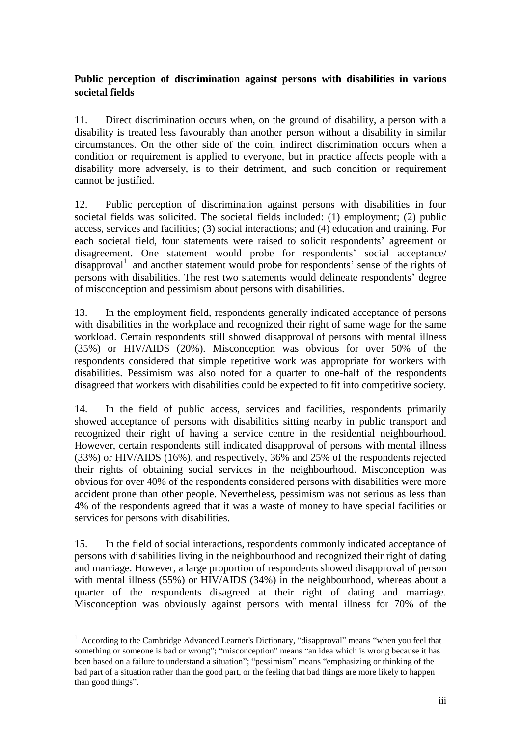**Public perception of discrimination against persons with disabilities in various societal fields**

11. Direct discrimination occurs when, on the ground of disability, a person with a disability is treated less favourably than another person without a disability in similar circumstances. On the other side of the coin, indirect discrimination occurs when a condition or requirement is applied to everyone, but in practice affects people with a disability more adversely, is to their detriment, and such condition or requirement cannot be justified.

12. Public perception of discrimination against persons with disabilities in four societal fields was solicited. The societal fields included: (1) employment; (2) public access, services and facilities; (3) social interactions; and (4) education and training. For each societal field, four statements were raised to solicit respondents' agreement or disagreement. One statement would probe for respondents' social acceptance/ disapproval[1] and another statement would probe for respondents' sense of the rights of persons with disabilities. The rest two statements would delineate respondents' degree of misconception and pessimism about persons with disabilities.

13. In the employment field, respondents generally indicated acceptance of persons with disabilities in the workplace and recognized their right of same wage for the same workload. Certain respondents still showed disapproval of persons with mental illness (35%) or HIV/AIDS (20%). Misconception was obvious for over 50% of the respondents considered that simple repetitive work was appropriate for workers with disabilities. Pessimism was also noted for a quarter to one-half of the respondents disagreed that workers with disabilities could be expected to fit into competitive society.

14. In the field of public access, services and facilities, respondents primarily showed acceptance of persons with disabilities sitting nearby in public transport and recognized their right of having a service centre in the residential neighbourhood. However, certain respondents still indicated disapproval of persons with mental illness (33%) or HIV/AIDS (16%), and respectively, 36% and 25% of the respondents rejected their rights of obtaining social services in the neighbourhood. Misconception was obvious for over 40% of the respondents considered persons with disabilities were more accident prone than other people. Nevertheless, pessimism was not serious as less than 4% of the respondents agreed that it was a waste of money to have special facilities or services for persons with disabilities.

15. In the field of social interactions, respondents commonly indicated acceptance of persons with disabilities living in the neighbourhood and recognized their right of dating and marriage. However, a large proportion of respondents showed disapproval of person with mental illness (55%) or HIV/AIDS (34%) in the neighbourhood, whereas about a quarter of the respondents disagreed at their right of dating and marriage. Misconception was obviously against persons with mental illness for 70% of the

---

[1] According to the Cambridge Advanced Learner's Dictionary, "disapproval" means "when you feel that something or someone is bad or wrong"; "misconception" means "an idea which is wrong because it has been based on a failure to understand a situation"; "pessimism" means "emphasizing or thinking of the bad part of a situation rather than the good part, or the feeling that bad things are more likely to happen than good things".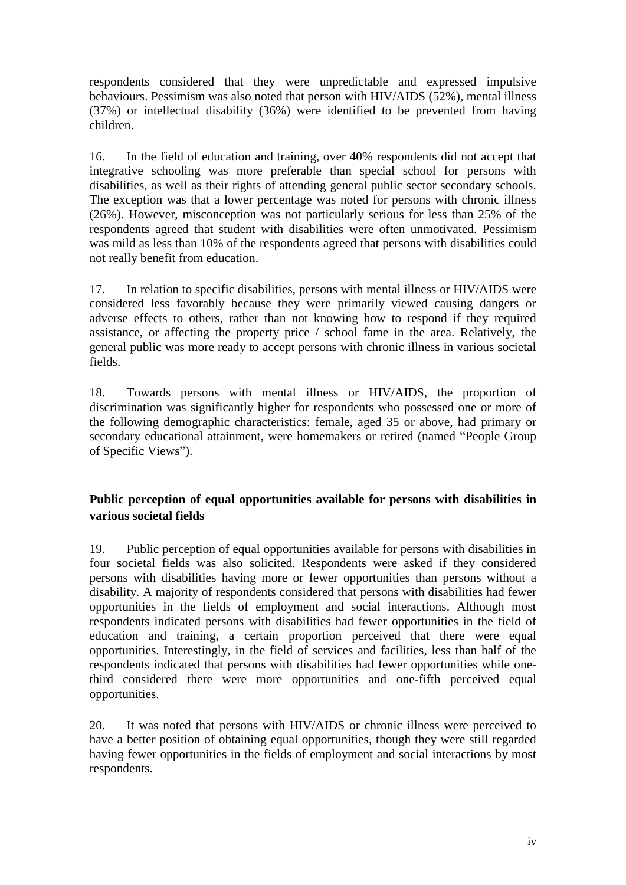respondents considered that they were unpredictable and expressed impulsive behaviours. Pessimism was also noted that person with HIV/AIDS (52%), mental illness (37%) or intellectual disability (36%) were identified to be prevented from having children.

16. In the field of education and training, over 40% respondents did not accept that integrative schooling was more preferable than special school for persons with disabilities, as well as their rights of attending general public sector secondary schools. The exception was that a lower percentage was noted for persons with chronic illness (26%). However, misconception was not particularly serious for less than 25% of the respondents agreed that student with disabilities were often unmotivated. Pessimism was mild as less than 10% of the respondents agreed that persons with disabilities could not really benefit from education.

17. In relation to specific disabilities, persons with mental illness or HIV/AIDS were considered less favorably because they were primarily viewed causing dangers or adverse effects to others, rather than not knowing how to respond if they required assistance, or affecting the property price / school fame in the area. Relatively, the general public was more ready to accept persons with chronic illness in various societal fields.

18. Towards persons with mental illness or HIV/AIDS, the proportion of discrimination was significantly higher for respondents who possessed one or more of the following demographic characteristics: female, aged 35 or above, had primary or secondary educational attainment, were homemakers or retired (named "People Group of Specific Views").

**Public perception of equal opportunities available for persons with disabilities in various societal fields**

19. Public perception of equal opportunities available for persons with disabilities in four societal fields was also solicited. Respondents were asked if they considered persons with disabilities having more or fewer opportunities than persons without a disability. A majority of respondents considered that persons with disabilities had fewer opportunities in the fields of employment and social interactions. Although most respondents indicated persons with disabilities had fewer opportunities in the field of education and training, a certain proportion perceived that there were equal opportunities. Interestingly, in the field of services and facilities, less than half of the respondents indicated that persons with disabilities had fewer opportunities while one-third considered there were more opportunities and one-fifth perceived equal opportunities.

20. It was noted that persons with HIV/AIDS or chronic illness were perceived to have a better position of obtaining equal opportunities, though they were still regarded having fewer opportunities in the fields of employment and social interactions by most respondents.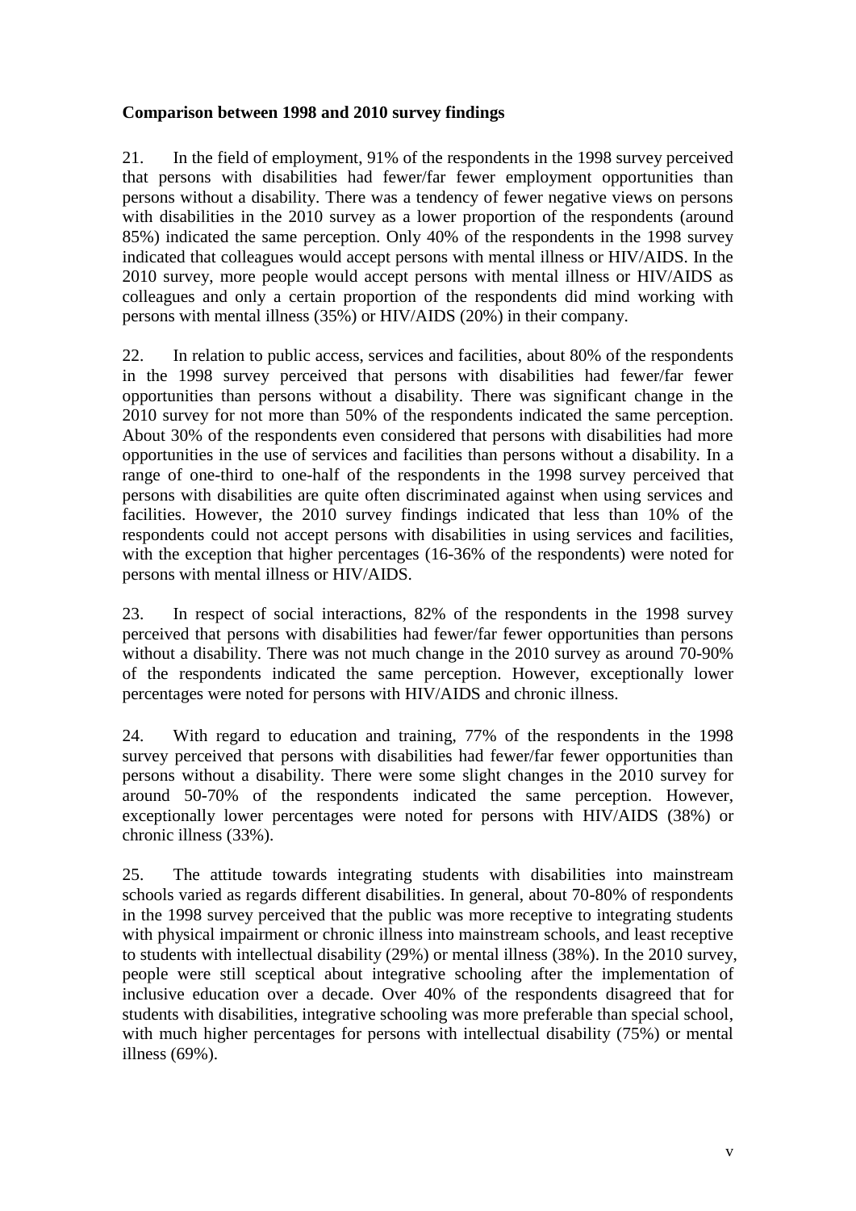**Comparison between 1998 and 2010 survey findings**

21. In the field of employment, 91% of the respondents in the 1998 survey perceived that persons with disabilities had fewer/far fewer employment opportunities than persons without a disability. There was a tendency of fewer negative views on persons with disabilities in the 2010 survey as a lower proportion of the respondents (around 85%) indicated the same perception. Only 40% of the respondents in the 1998 survey indicated that colleagues would accept persons with mental illness or HIV/AIDS. In the 2010 survey, more people would accept persons with mental illness or HIV/AIDS as colleagues and only a certain proportion of the respondents did mind working with persons with mental illness (35%) or HIV/AIDS (20%) in their company.

22. In relation to public access, services and facilities, about 80% of the respondents in the 1998 survey perceived that persons with disabilities had fewer/far fewer opportunities than persons without a disability. There was significant change in the 2010 survey for not more than 50% of the respondents indicated the same perception. About 30% of the respondents even considered that persons with disabilities had more opportunities in the use of services and facilities than persons without a disability. In a range of one-third to one-half of the respondents in the 1998 survey perceived that persons with disabilities are quite often discriminated against when using services and facilities. However, the 2010 survey findings indicated that less than 10% of the respondents could not accept persons with disabilities in using services and facilities, with the exception that higher percentages (16-36% of the respondents) were noted for persons with mental illness or HIV/AIDS.

23. In respect of social interactions, 82% of the respondents in the 1998 survey perceived that persons with disabilities had fewer/far fewer opportunities than persons without a disability. There was not much change in the 2010 survey as around 70-90% of the respondents indicated the same perception. However, exceptionally lower percentages were noted for persons with HIV/AIDS and chronic illness.

24. With regard to education and training, 77% of the respondents in the 1998 survey perceived that persons with disabilities had fewer/far fewer opportunities than persons without a disability. There were some slight changes in the 2010 survey for around 50-70% of the respondents indicated the same perception. However, exceptionally lower percentages were noted for persons with HIV/AIDS (38%) or chronic illness (33%).

25. The attitude towards integrating students with disabilities into mainstream schools varied as regards different disabilities. In general, about 70-80% of respondents in the 1998 survey perceived that the public was more receptive to integrating students with physical impairment or chronic illness into mainstream schools, and least receptive to students with intellectual disability (29%) or mental illness (38%). In the 2010 survey, people were still sceptical about integrative schooling after the implementation of inclusive education over a decade. Over 40% of the respondents disagreed that for students with disabilities, integrative schooling was more preferable than special school, with much higher percentages for persons with intellectual disability (75%) or mental illness (69%).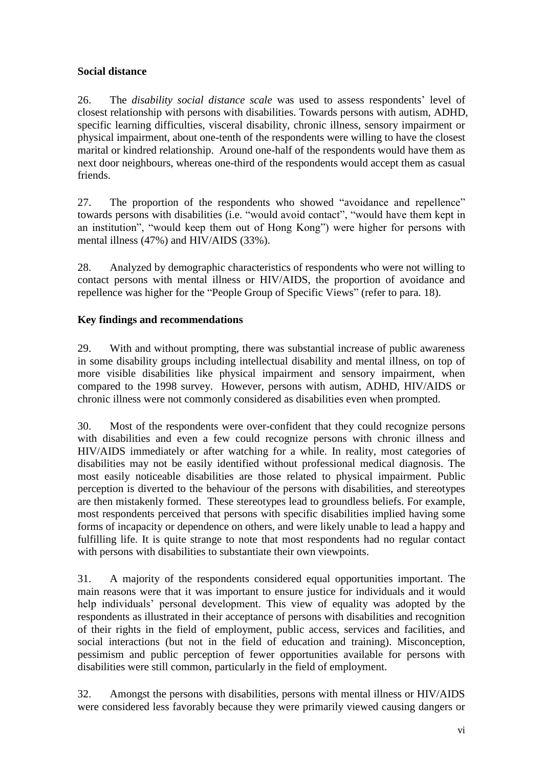**Social distance**

26. The *disability social distance scale* was used to assess respondents' level of closest relationship with persons with disabilities. Towards persons with autism, ADHD, specific learning difficulties, visceral disability, chronic illness, sensory impairment or physical impairment, about one-tenth of the respondents were willing to have the closest marital or kindred relationship. Around one-half of the respondents would have them as next door neighbours, whereas one-third of the respondents would accept them as casual friends.

27. The proportion of the respondents who showed "avoidance and repellence" towards persons with disabilities (i.e. "would avoid contact", "would have them kept in an institution", "would keep them out of Hong Kong") were higher for persons with mental illness (47%) and HIV/AIDS (33%).

28. Analyzed by demographic characteristics of respondents who were not willing to contact persons with mental illness or HIV/AIDS, the proportion of avoidance and repellence was higher for the "People Group of Specific Views" (refer to para. 18).

**Key findings and recommendations**

29. With and without prompting, there was substantial increase of public awareness in some disability groups including intellectual disability and mental illness, on top of more visible disabilities like physical impairment and sensory impairment, when compared to the 1998 survey. However, persons with autism, ADHD, HIV/AIDS or chronic illness were not commonly considered as disabilities even when prompted.

30. Most of the respondents were over-confident that they could recognize persons with disabilities and even a few could recognize persons with chronic illness and HIV/AIDS immediately or after watching for a while. In reality, most categories of disabilities may not be easily identified without professional medical diagnosis. The most easily noticeable disabilities are those related to physical impairment. Public perception is diverted to the behaviour of the persons with disabilities, and stereotypes are then mistakenly formed. These stereotypes lead to groundless beliefs. For example, most respondents perceived that persons with specific disabilities implied having some forms of incapacity or dependence on others, and were likely unable to lead a happy and fulfilling life. It is quite strange to note that most respondents had no regular contact with persons with disabilities to substantiate their own viewpoints.

31. A majority of the respondents considered equal opportunities important. The main reasons were that it was important to ensure justice for individuals and it would help individuals' personal development. This view of equality was adopted by the respondents as illustrated in their acceptance of persons with disabilities and recognition of their rights in the field of employment, public access, services and facilities, and social interactions (but not in the field of education and training). Misconception, pessimism and public perception of fewer opportunities available for persons with disabilities were still common, particularly in the field of employment.

32. Amongst the persons with disabilities, persons with mental illness or HIV/AIDS were considered less favorably because they were primarily viewed causing dangers or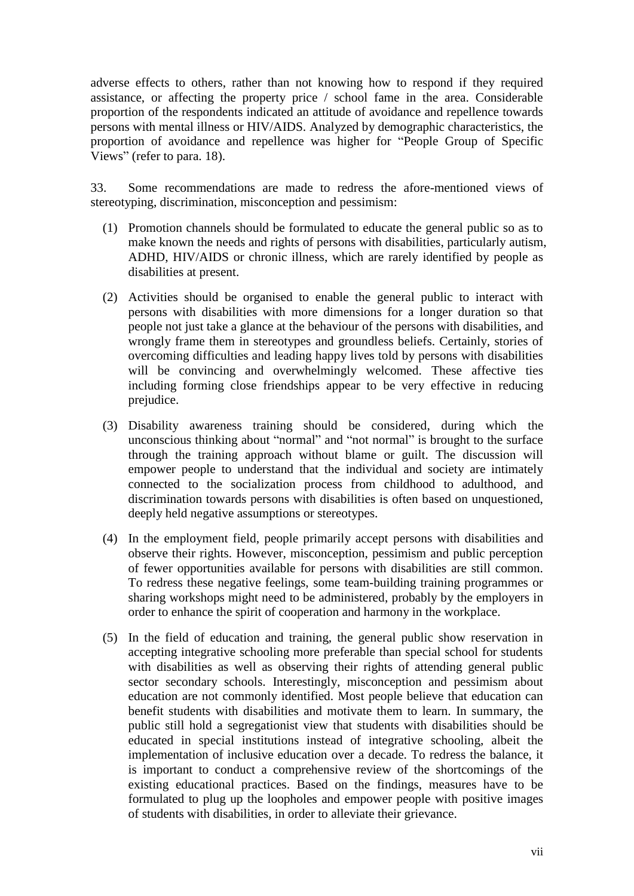adverse effects to others, rather than not knowing how to respond if they required assistance, or affecting the property price / school fame in the area. Considerable proportion of the respondents indicated an attitude of avoidance and repellence towards persons with mental illness or HIV/AIDS. Analyzed by demographic characteristics, the proportion of avoidance and repellence was higher for "People Group of Specific Views" (refer to para. 18).

33. Some recommendations are made to redress the afore-mentioned views of stereotyping, discrimination, misconception and pessimism:

(1) Promotion channels should be formulated to educate the general public so as to make known the needs and rights of persons with disabilities, particularly autism, ADHD, HIV/AIDS or chronic illness, which are rarely identified by people as disabilities at present.

(2) Activities should be organised to enable the general public to interact with persons with disabilities with more dimensions for a longer duration so that people not just take a glance at the behaviour of the persons with disabilities, and wrongly frame them in stereotypes and groundless beliefs. Certainly, stories of overcoming difficulties and leading happy lives told by persons with disabilities will be convincing and overwhelmingly welcomed. These affective ties including forming close friendships appear to be very effective in reducing prejudice.

(3) Disability awareness training should be considered, during which the unconscious thinking about "normal" and "not normal" is brought to the surface through the training approach without blame or guilt. The discussion will empower people to understand that the individual and society are intimately connected to the socialization process from childhood to adulthood, and discrimination towards persons with disabilities is often based on unquestioned, deeply held negative assumptions or stereotypes.

(4) In the employment field, people primarily accept persons with disabilities and observe their rights. However, misconception, pessimism and public perception of fewer opportunities available for persons with disabilities are still common. To redress these negative feelings, some team-building training programmes or sharing workshops might need to be administered, probably by the employers in order to enhance the spirit of cooperation and harmony in the workplace.

(5) In the field of education and training, the general public show reservation in accepting integrative schooling more preferable than special school for students with disabilities as well as observing their rights of attending general public sector secondary schools. Interestingly, misconception and pessimism about education are not commonly identified. Most people believe that education can benefit students with disabilities and motivate them to learn. In summary, the public still hold a segregationist view that students with disabilities should be educated in special institutions instead of integrative schooling, albeit the implementation of inclusive education over a decade. To redress the balance, it is important to conduct a comprehensive review of the shortcomings of the existing educational practices. Based on the findings, measures have to be formulated to plug up the loopholes and empower people with positive images of students with disabilities, in order to alleviate their grievance.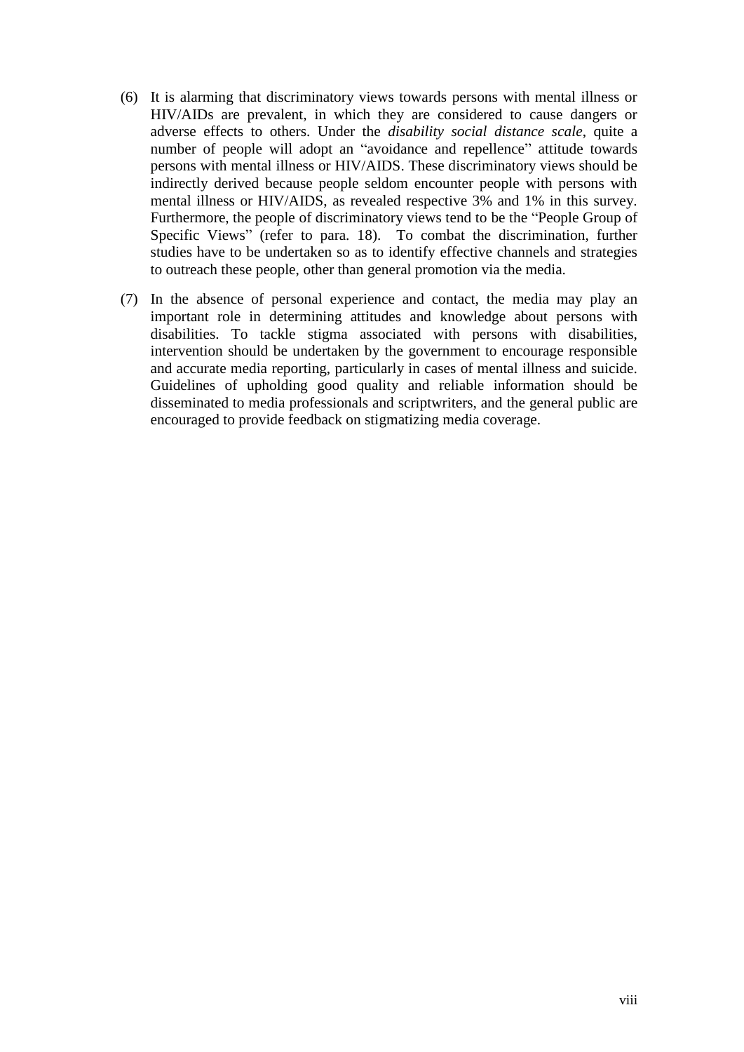(6) It is alarming that discriminatory views towards persons with mental illness or HIV/AIDs are prevalent, in which they are considered to cause dangers or adverse effects to others. Under the *disability social distance scale*, quite a number of people will adopt an "avoidance and repellence" attitude towards persons with mental illness or HIV/AIDS. These discriminatory views should be indirectly derived because people seldom encounter people with persons with mental illness or HIV/AIDS, as revealed respective 3% and 1% in this survey. Furthermore, the people of discriminatory views tend to be the "People Group of Specific Views" (refer to para. 18). To combat the discrimination, further studies have to be undertaken so as to identify effective channels and strategies to outreach these people, other than general promotion via the media.

(7) In the absence of personal experience and contact, the media may play an important role in determining attitudes and knowledge about persons with disabilities. To tackle stigma associated with persons with disabilities, intervention should be undertaken by the government to encourage responsible and accurate media reporting, particularly in cases of mental illness and suicide. Guidelines of upholding good quality and reliable information should be disseminated to media professionals and scriptwriters, and the general public are encouraged to provide feedback on stigmatizing media coverage.